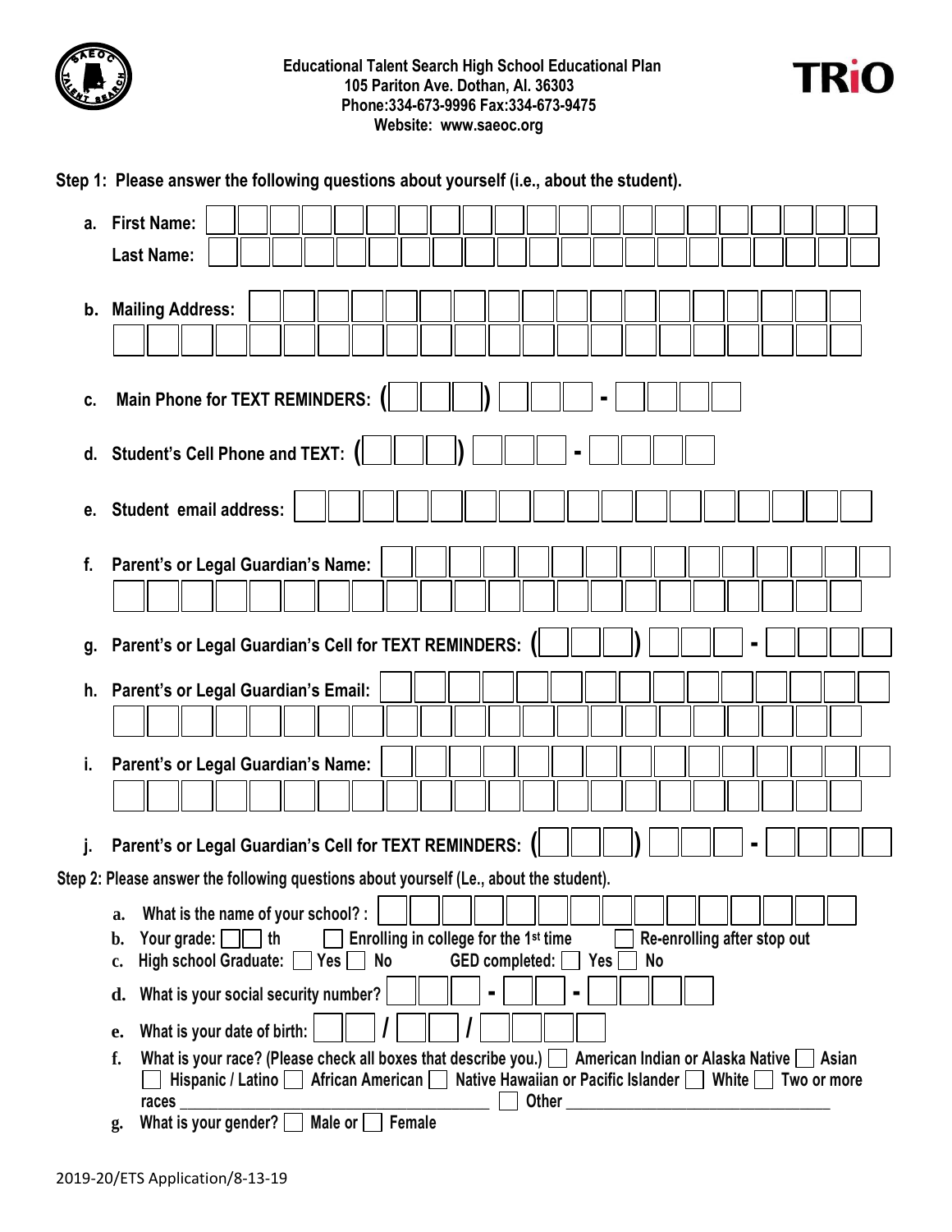**Educational Talent Search High School Educational Plan**
**105 Pariton Ave. Dothan, Al. 36303**
**Phone:334-673-9996 Fax:334-673-9475**
**Website: www.saeoc.org**

**TRiO**

**Step 1: Please answer the following questions about yourself (i.e., about the student).**

a. **First Name:** ____________________

**Last Name:** ____________________

b. **Mailing Address:** ____________________

c. **Main Phone for TEXT REMINDERS:** (___) ___ - ____

d. **Student's Cell Phone and TEXT:** (___) ___ - ____

e. **Student email address:** ____________________

f. **Parent's or Legal Guardian's Name:** ____________________

g. **Parent's or Legal Guardian's Cell for TEXT REMINDERS:** (___) ___ - ____

h. **Parent's or Legal Guardian's Email:** ____________________

i. **Parent's or Legal Guardian's Name:** ____________________

j. **Parent's or Legal Guardian's Cell for TEXT REMINDERS:** (___) ___ - ____

**Step 2: Please answer the following questions about yourself (Le., about the student).**

a. What is the name of your school? : ____________________

b. Your grade: ☐☐ th ☐ Enrolling in college for the 1st time ☐ Re-enrolling after stop out

c. High school Graduate: ☐ Yes ☐ No GED completed: ☐ Yes ☐ No

d. What is your social security number? ___ - __ - ____

e. What is your date of birth: __ / __ / ____

f. What is your race? (Please check all boxes that describe you.) ☐ American Indian or Alaska Native ☐ Asian ☐ Hispanic / Latino ☐ African American ☐ Native Hawaiian or Pacific Islander ☐ White ☐ Two or more races ______________________ ☐ Other ______________________

g. What is your gender? ☐ Male or ☐ Female

2019-20/ETS Application/8-13-19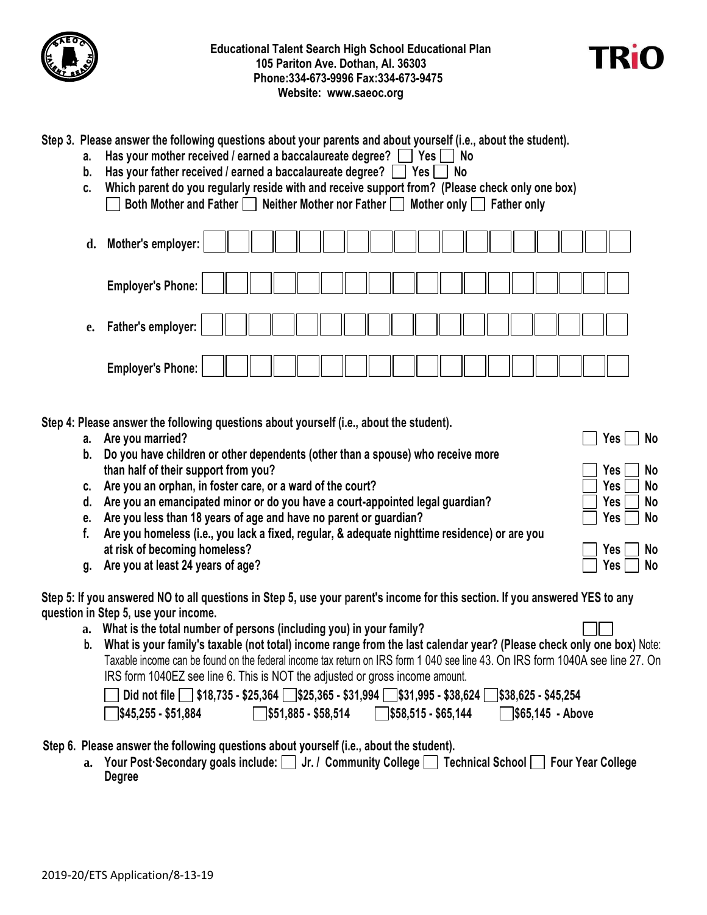**Educational Talent Search High School Educational Plan**
**105 Pariton Ave. Dothan, Al. 36303**
**Phone:334-673-9996 Fax:334-673-9475**
**Website: www.saeoc.org**

**TRiO**

**Step 3. Please answer the following questions about your parents and about yourself (i.e., about the student).**

a. Has your mother received / earned a baccalaureate degree? ☐ Yes ☐ No

b. Has your father received / earned a baccalaureate degree? ☐ Yes ☐ No

c. Which parent do you regularly reside with and receive support from? (Please check only one box)
☐ Both Mother and Father ☐ Neither Mother nor Father ☐ Mother only ☐ Father only

d. Mother's employer: ☐☐☐☐☐☐☐☐☐☐☐☐☐☐☐☐☐☐

Employer's Phone: ☐☐☐☐☐☐☐☐☐☐☐☐☐☐☐☐☐☐

e. Father's employer: ☐☐☐☐☐☐☐☐☐☐☐☐☐☐☐☐☐☐

Employer's Phone: ☐☐☐☐☐☐☐☐☐☐☐☐☐☐☐☐☐☐

**Step 4: Please answer the following questions about yourself (i.e., about the student).**

a. Are you married? ☐ Yes ☐ No

b. Do you have children or other dependents (other than a spouse) who receive more than half of their support from you? ☐ Yes ☐ No

c. Are you an orphan, in foster care, or a ward of the court? ☐ Yes ☐ No

d. Are you an emancipated minor or do you have a court-appointed legal guardian? ☐ Yes ☐ No

e. Are you less than 18 years of age and have no parent or guardian? ☐ Yes ☐ No

f. Are you homeless (i.e., you lack a fixed, regular, & adequate nighttime residence) or are you at risk of becoming homeless? ☐ Yes ☐ No

g. Are you at least 24 years of age? ☐ Yes ☐ No

**Step 5: If you answered NO to all questions in Step 5, use your parent's income for this section. If you answered YES to any question in Step 5, use your income.**

a. What is the total number of persons (including you) in your family? ☐☐

b. What is your family's taxable (not total) income range from the last calendar year? (Please check only one box) Note: Taxable income can be found on the federal income tax return on IRS form 1 040 see line 43. On IRS form 1040A see line 27. On IRS form 1040EZ see line 6. This is NOT the adjusted or gross income amount.

☐ Did not file ☐ $18,735 - $25,364 ☐ $25,365 - $31,994 ☐ $31,995 - $38,624 ☐ $38,625 - $45,254
☐ $45,255 - $51,884 ☐ $51,885 - $58,514 ☐ $58,515 - $65,144 ☐ $65,145 - Above

**Step 6. Please answer the following questions about yourself (i.e., about the student).**

a. Your Post·Secondary goals include: ☐ Jr. / Community College ☐ Technical School ☐ Four Year College Degree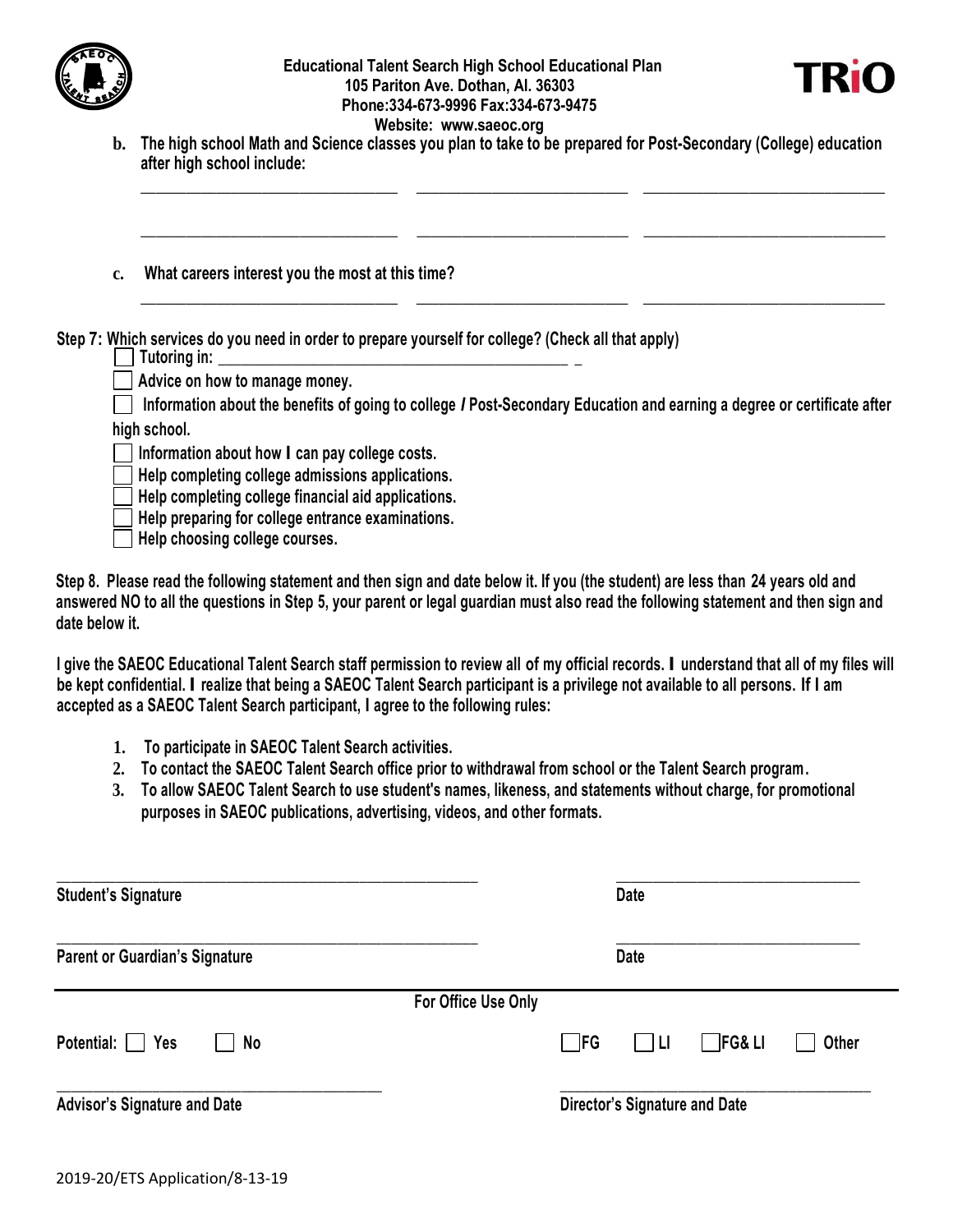# Educational Talent Search High School Educational Plan

105 Pariton Ave. Dothan, Al. 36303
Phone:334-673-9996 Fax:334-673-9475
Website: www.saeoc.org

**b.** The high school Math and Science classes you plan to take to be prepared for Post-Secondary (College) education after high school include:

______________________________ ______________________________ ______________________________

______________________________ ______________________________ ______________________________

**c.** What careers interest you the most at this time?

______________________________ ______________________________ ______________________________

**Step 7:** Which services do you need in order to prepare yourself for college? (Check all that apply)

- ☐ Tutoring in: ____________________________________________ _
- ☐ Advice on how to manage money.
- ☐ Information about the benefits of going to college / Post-Secondary Education and earning a degree or certificate after high school.
- ☐ Information about how I can pay college costs.
- ☐ Help completing college admissions applications.
- ☐ Help completing college financial aid applications.
- ☐ Help preparing for college entrance examinations.
- ☐ Help choosing college courses.

**Step 8.** Please read the following statement and then sign and date below it. If you (the student) are less than 24 years old and answered NO to all the questions in Step 5, your parent or legal guardian must also read the following statement and then sign and date below it.

I give the SAEOC Educational Talent Search staff permission to review all of my official records. I understand that all of my files will be kept confidential. I realize that being a SAEOC Talent Search participant is a privilege not available to all persons. If I am accepted as a SAEOC Talent Search participant, I agree to the following rules:

1. To participate in SAEOC Talent Search activities.
2. To contact the SAEOC Talent Search office prior to withdrawal from school or the Talent Search program.
3. To allow SAEOC Talent Search to use student's names, likeness, and statements without charge, for promotional purposes in SAEOC publications, advertising, videos, and other formats.

______________________________________________ ______________________________

Student's Signature Date

______________________________________________ ______________________________

Parent or Guardian's Signature Date

**For Office Use Only**

Potential: ☐ Yes ☐ No ☐ FG ☐ LI ☐ FG& LI ☐ Other

______________________________________ ______________________________________

Advisor's Signature and Date Director's Signature and Date

2019-20/ETS Application/8-13-19